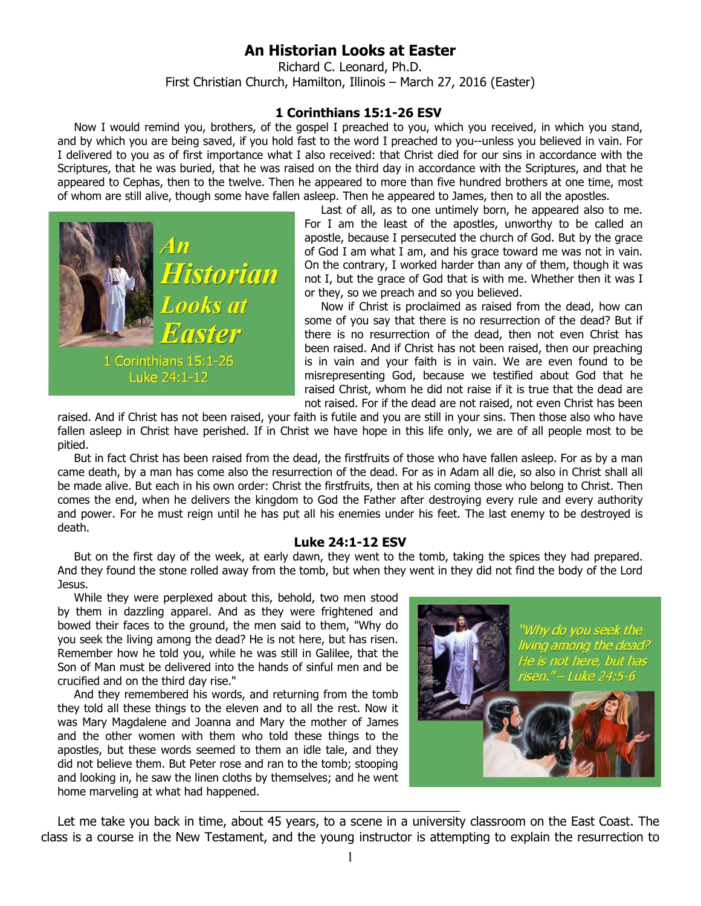# An Historian Looks at Easter

Richard C. Leonard, Ph.D.
First Christian Church, Hamilton, Illinois – March 27, 2016 (Easter)

### 1 Corinthians 15:1-26 ESV

Now I would remind you, brothers, of the gospel I preached to you, which you received, in which you stand, and by which you are being saved, if you hold fast to the word I preached to you--unless you believed in vain. For I delivered to you as of first importance what I also received: that Christ died for our sins in accordance with the Scriptures, that he was buried, that he was raised on the third day in accordance with the Scriptures, and that he appeared to Cephas, then to the twelve. Then he appeared to more than five hundred brothers at one time, most of whom are still alive, though some have fallen asleep. Then he appeared to James, then to all the apostles.

Last of all, as to one untimely born, he appeared also to me. For I am the least of the apostles, unworthy to be called an apostle, because I persecuted the church of God. But by the grace of God I am what I am, and his grace toward me was not in vain. On the contrary, I worked harder than any of them, though it was not I, but the grace of God that is with me. Whether then it was I or they, so we preach and so you believed.

Now if Christ is proclaimed as raised from the dead, how can some of you say that there is no resurrection of the dead? But if there is no resurrection of the dead, then not even Christ has been raised. And if Christ has not been raised, then our preaching is in vain and your faith is in vain. We are even found to be misrepresenting God, because we testified about God that he raised Christ, whom he did not raise if it is true that the dead are not raised. For if the dead are not raised, not even Christ has been raised. And if Christ has not been raised, your faith is futile and you are still in your sins. Then those also who have fallen asleep in Christ have perished. If in Christ we have hope in this life only, we are of all people most to be pitied.

But in fact Christ has been raised from the dead, the firstfruits of those who have fallen asleep. For as by a man came death, by a man has come also the resurrection of the dead. For as in Adam all die, so also in Christ shall all be made alive. But each in his own order: Christ the firstfruits, then at his coming those who belong to Christ. Then comes the end, when he delivers the kingdom to God the Father after destroying every rule and every authority and power. For he must reign until he has put all his enemies under his feet. The last enemy to be destroyed is death.

### Luke 24:1-12 ESV

But on the first day of the week, at early dawn, they went to the tomb, taking the spices they had prepared. And they found the stone rolled away from the tomb, but when they went in they did not find the body of the Lord Jesus.

While they were perplexed about this, behold, two men stood by them in dazzling apparel. And as they were frightened and bowed their faces to the ground, the men said to them, "Why do you seek the living among the dead? He is not here, but has risen. Remember how he told you, while he was still in Galilee, that the Son of Man must be delivered into the hands of sinful men and be crucified and on the third day rise."

And they remembered his words, and returning from the tomb they told all these things to the eleven and to all the rest. Now it was Mary Magdalene and Joanna and Mary the mother of James and the other women with them who told these things to the apostles, but these words seemed to them an idle tale, and they did not believe them. But Peter rose and ran to the tomb; stooping and looking in, he saw the linen cloths by themselves; and he went home marveling at what had happened.

---

Let me take you back in time, about 45 years, to a scene in a university classroom on the East Coast. The class is a course in the New Testament, and the young instructor is attempting to explain the resurrection to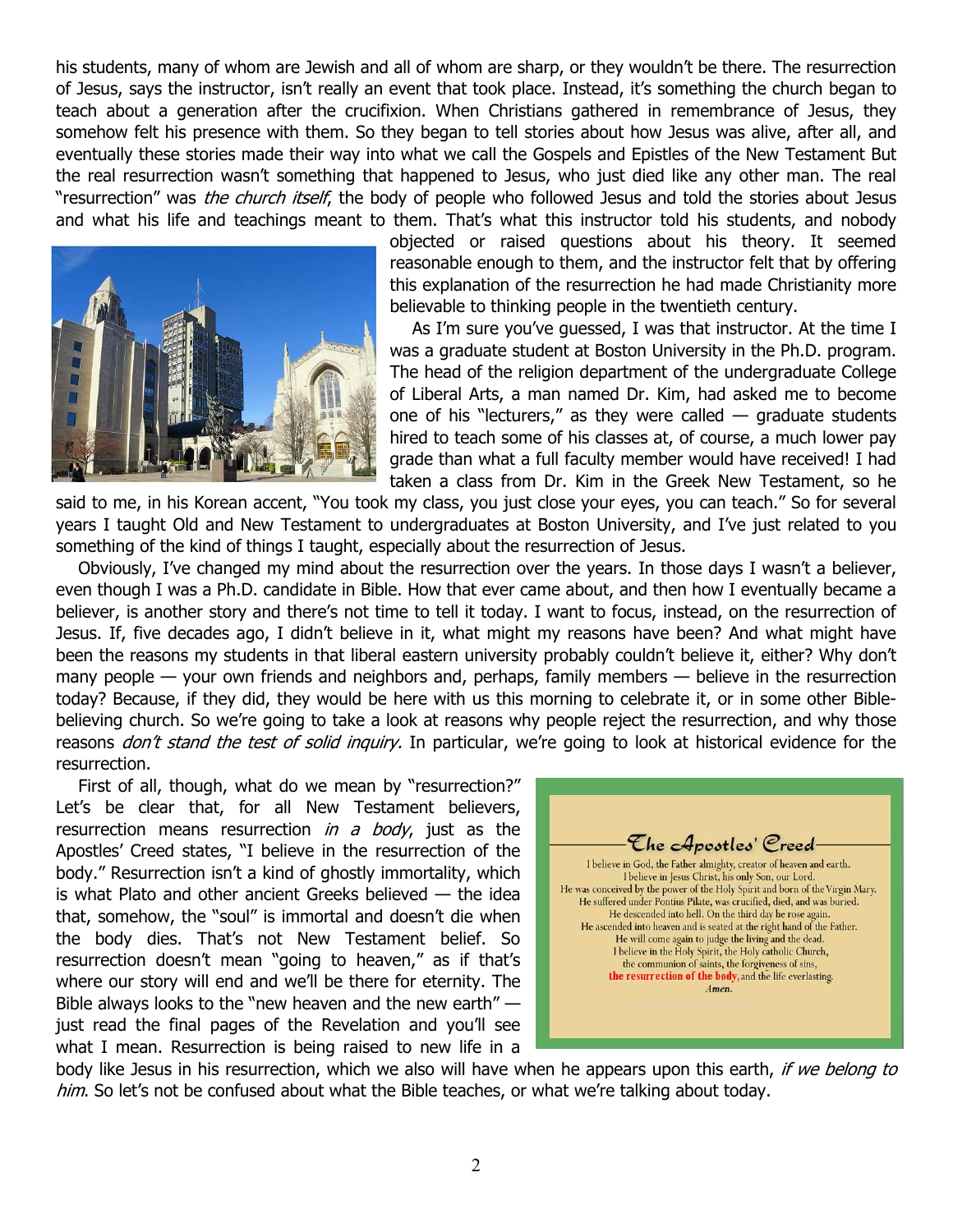his students, many of whom are Jewish and all of whom are sharp, or they wouldn't be there. The resurrection of Jesus, says the instructor, isn't really an event that took place. Instead, it's something the church began to teach about a generation after the crucifixion. When Christians gathered in remembrance of Jesus, they somehow felt his presence with them. So they began to tell stories about how Jesus was alive, after all, and eventually these stories made their way into what we call the Gospels and Epistles of the New Testament But the real resurrection wasn't something that happened to Jesus, who just died like any other man. The real "resurrection" was *the church itself*, the body of people who followed Jesus and told the stories about Jesus and what his life and teachings meant to them. That's what this instructor told his students, and nobody objected or raised questions about his theory. It seemed reasonable enough to them, and the instructor felt that by offering this explanation of the resurrection he had made Christianity more believable to thinking people in the twentieth century.

As I'm sure you've guessed, I was that instructor. At the time I was a graduate student at Boston University in the Ph.D. program. The head of the religion department of the undergraduate College of Liberal Arts, a man named Dr. Kim, had asked me to become one of his "lecturers," as they were called — graduate students hired to teach some of his classes at, of course, a much lower pay grade than what a full faculty member would have received! I had taken a class from Dr. Kim in the Greek New Testament, so he said to me, in his Korean accent, "You took my class, you just close your eyes, you can teach." So for several years I taught Old and New Testament to undergraduates at Boston University, and I've just related to you something of the kind of things I taught, especially about the resurrection of Jesus.

Obviously, I've changed my mind about the resurrection over the years. In those days I wasn't a believer, even though I was a Ph.D. candidate in Bible. How that ever came about, and then how I eventually became a believer, is another story and there's not time to tell it today. I want to focus, instead, on the resurrection of Jesus. If, five decades ago, I didn't believe in it, what might my reasons have been? And what might have been the reasons my students in that liberal eastern university probably couldn't believe it, either? Why don't many people — your own friends and neighbors and, perhaps, family members — believe in the resurrection today? Because, if they did, they would be here with us this morning to celebrate it, or in some other Bible-believing church. So we're going to take a look at reasons why people reject the resurrection, and why those reasons *don't stand the test of solid inquiry.* In particular, we're going to look at historical evidence for the resurrection.

First of all, though, what do we mean by "resurrection?" Let's be clear that, for all New Testament believers, resurrection means resurrection *in a body*, just as the Apostles' Creed states, "I believe in the resurrection of the body." Resurrection isn't a kind of ghostly immortality, which is what Plato and other ancient Greeks believed — the idea that, somehow, the "soul" is immortal and doesn't die when the body dies. That's not New Testament belief. So resurrection doesn't mean "going to heaven," as if that's where our story will end and we'll be there for eternity. The Bible always looks to the "new heaven and the new earth" — just read the final pages of the Revelation and you'll see what I mean. Resurrection is being raised to new life in a body like Jesus in his resurrection, which we also will have when he appears upon this earth, *if we belong to him*. So let's not be confused about what the Bible teaches, or what we're talking about today.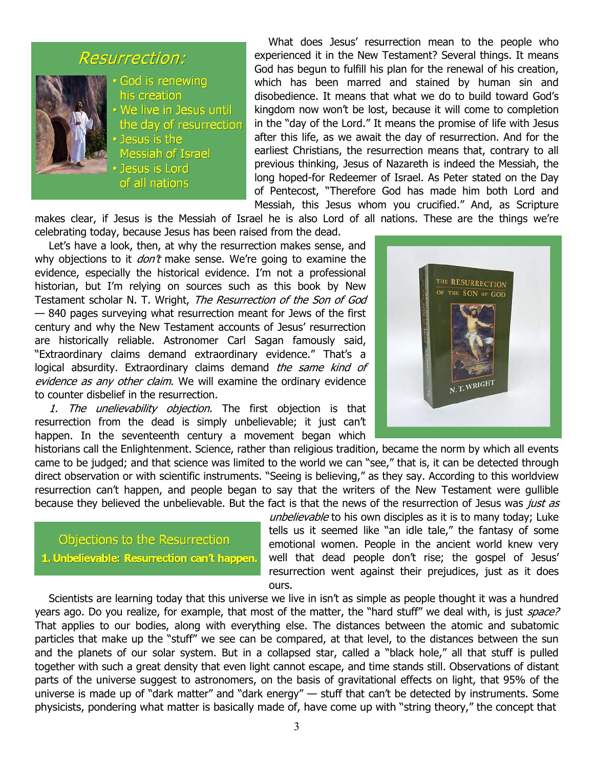**Resurrection:**

- God is renewing his creation
- We live in Jesus until the day of resurrection
- Jesus is the Messiah of Israel
- Jesus is Lord of all nations

What does Jesus' resurrection mean to the people who experienced it in the New Testament? Several things. It means God has begun to fulfill his plan for the renewal of his creation, which has been marred and stained by human sin and disobedience. It means that what we do to build toward God's kingdom now won't be lost, because it will come to completion in the "day of the Lord." It means the promise of life with Jesus after this life, as we await the day of resurrection. And for the earliest Christians, the resurrection means that, contrary to all previous thinking, Jesus of Nazareth is indeed the Messiah, the long hoped-for Redeemer of Israel. As Peter stated on the Day of Pentecost, "Therefore God has made him both Lord and Messiah, this Jesus whom you crucified." And, as Scripture makes clear, if Jesus is the Messiah of Israel he is also Lord of all nations. These are the things we're celebrating today, because Jesus has been raised from the dead.

Let's have a look, then, at why the resurrection makes sense, and why objections to it *don't* make sense. We're going to examine the evidence, especially the historical evidence. I'm not a professional historian, but I'm relying on sources such as this book by New Testament scholar N. T. Wright, *The Resurrection of the Son of God* — 840 pages surveying what resurrection meant for Jews of the first century and why the New Testament accounts of Jesus' resurrection are historically reliable. Astronomer Carl Sagan famously said, "Extraordinary claims demand extraordinary evidence." That's a logical absurdity. Extraordinary claims demand *the same kind of evidence as any other claim*. We will examine the ordinary evidence to counter disbelief in the resurrection.

*1. The unelievability objection.* The first objection is that resurrection from the dead is simply unbelievable; it just can't happen. In the seventeenth century a movement began which historians call the Enlightenment. Science, rather than religious tradition, became the norm by which all events came to be judged; and that science was limited to the world we can "see," that is, it can be detected through direct observation or with scientific instruments. "Seeing is believing," as they say. According to this worldview resurrection can't happen, and people began to say that the writers of the New Testament were gullible because they believed the unbelievable. But the fact is that the news of the resurrection of Jesus was *just as unbelievable* to his own disciples as it is to many today; Luke tells us it seemed like "an idle tale," the fantasy of some emotional women. People in the ancient world knew very well that dead people don't rise; the gospel of Jesus' resurrection went against their prejudices, just as it does ours.

**Objections to the Resurrection**
**1. Unbelievable: Resurrection can't happen.**

Scientists are learning today that this universe we live in isn't as simple as people thought it was a hundred years ago. Do you realize, for example, that most of the matter, the "hard stuff" we deal with, is just *space?* That applies to our bodies, along with everything else. The distances between the atomic and subatomic particles that make up the "stuff" we see can be compared, at that level, to the distances between the sun and the planets of our solar system. But in a collapsed star, called a "black hole," all that stuff is pulled together with such a great density that even light cannot escape, and time stands still. Observations of distant parts of the universe suggest to astronomers, on the basis of gravitational effects on light, that 95% of the universe is made up of "dark matter" and "dark energy" — stuff that can't be detected by instruments. Some physicists, pondering what matter is basically made of, have come up with "string theory," the concept that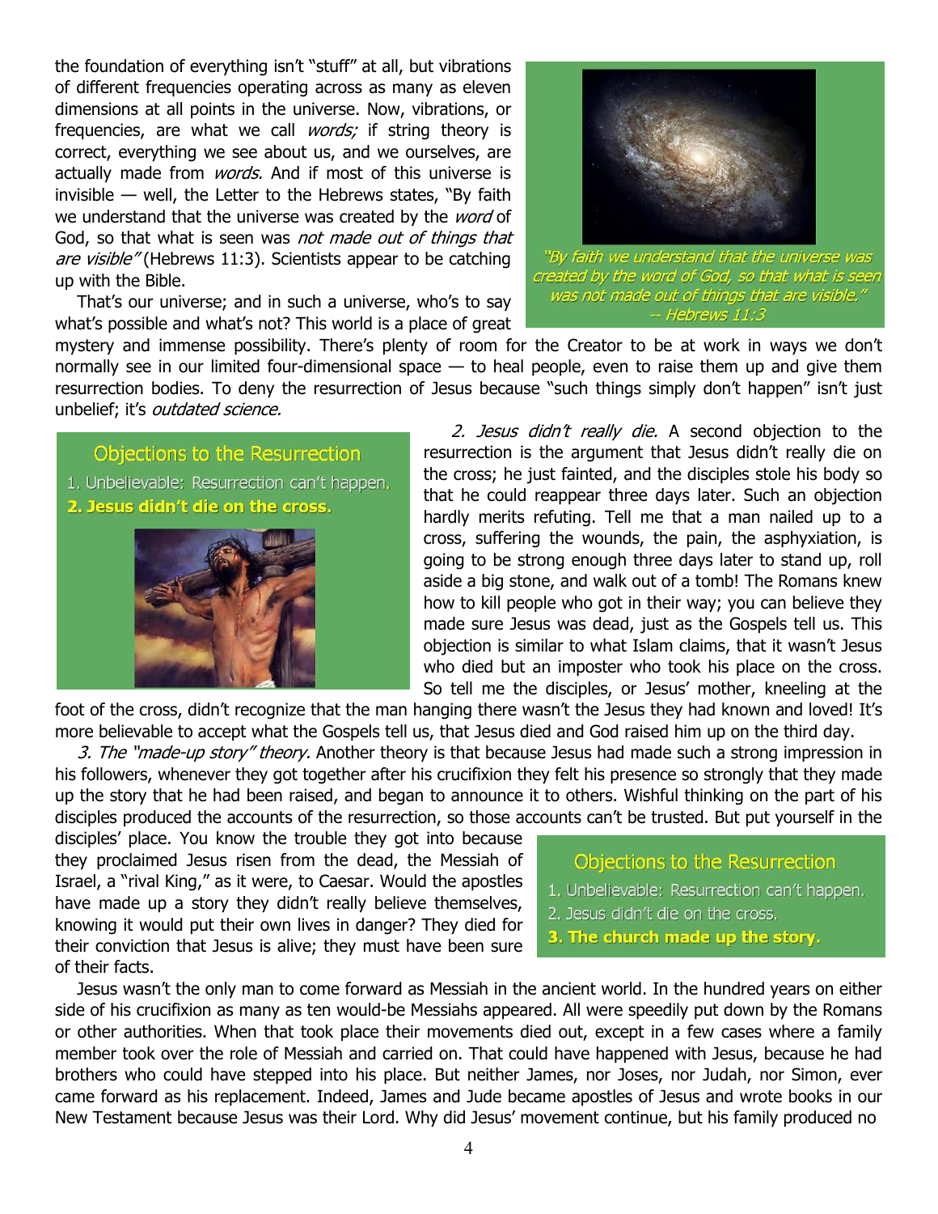the foundation of everything isn't "stuff" at all, but vibrations of different frequencies operating across as many as eleven dimensions at all points in the universe. Now, vibrations, or frequencies, are what we call *words;* if string theory is correct, everything we see about us, and we ourselves, are actually made from *words.* And if most of this universe is invisible — well, the Letter to the Hebrews states, "By faith we understand that the universe was created by the *word* of God, so that what is seen was *not made out of things that are visible"* (Hebrews 11:3). Scientists appear to be catching up with the Bible.

*"By faith we understand that the universe was created by the word of God, so that what is seen was not made out of things that are visible." -- Hebrews 11:3*

That's our universe; and in such a universe, who's to say what's possible and what's not? This world is a place of great mystery and immense possibility. There's plenty of room for the Creator to be at work in ways we don't normally see in our limited four-dimensional space — to heal people, even to raise them up and give them resurrection bodies. To deny the resurrection of Jesus because "such things simply don't happen" isn't just unbelief; it's *outdated science.*

**Objections to the Resurrection**

1. Unbelievable: Resurrection can't happen.
2. **Jesus didn't die on the cross.**

*2. Jesus didn't really die.* A second objection to the resurrection is the argument that Jesus didn't really die on the cross; he just fainted, and the disciples stole his body so that he could reappear three days later. Such an objection hardly merits refuting. Tell me that a man nailed up to a cross, suffering the wounds, the pain, the asphyxiation, is going to be strong enough three days later to stand up, roll aside a big stone, and walk out of a tomb! The Romans knew how to kill people who got in their way; you can believe they made sure Jesus was dead, just as the Gospels tell us. This objection is similar to what Islam claims, that it wasn't Jesus who died but an imposter who took his place on the cross. So tell me the disciples, or Jesus' mother, kneeling at the foot of the cross, didn't recognize that the man hanging there wasn't the Jesus they had known and loved! It's more believable to accept what the Gospels tell us, that Jesus died and God raised him up on the third day.

*3. The "made-up story" theory.* Another theory is that because Jesus had made such a strong impression in his followers, whenever they got together after his crucifixion they felt his presence so strongly that they made up the story that he had been raised, and began to announce it to others. Wishful thinking on the part of his disciples produced the accounts of the resurrection, so those accounts can't be trusted. But put yourself in the disciples' place. You know the trouble they got into because they proclaimed Jesus risen from the dead, the Messiah of Israel, a "rival King," as it were, to Caesar. Would the apostles have made up a story they didn't really believe themselves, knowing it would put their own lives in danger? They died for their conviction that Jesus is alive; they must have been sure of their facts.

**Objections to the Resurrection**

1. Unbelievable: Resurrection can't happen.
2. Jesus didn't die on the cross.
3. **The church made up the story.**

Jesus wasn't the only man to come forward as Messiah in the ancient world. In the hundred years on either side of his crucifixion as many as ten would-be Messiahs appeared. All were speedily put down by the Romans or other authorities. When that took place their movements died out, except in a few cases where a family member took over the role of Messiah and carried on. That could have happened with Jesus, because he had brothers who could have stepped into his place. But neither James, nor Joses, nor Judah, nor Simon, ever came forward as his replacement. Indeed, James and Jude became apostles of Jesus and wrote books in our New Testament because Jesus was their Lord. Why did Jesus' movement continue, but his family produced no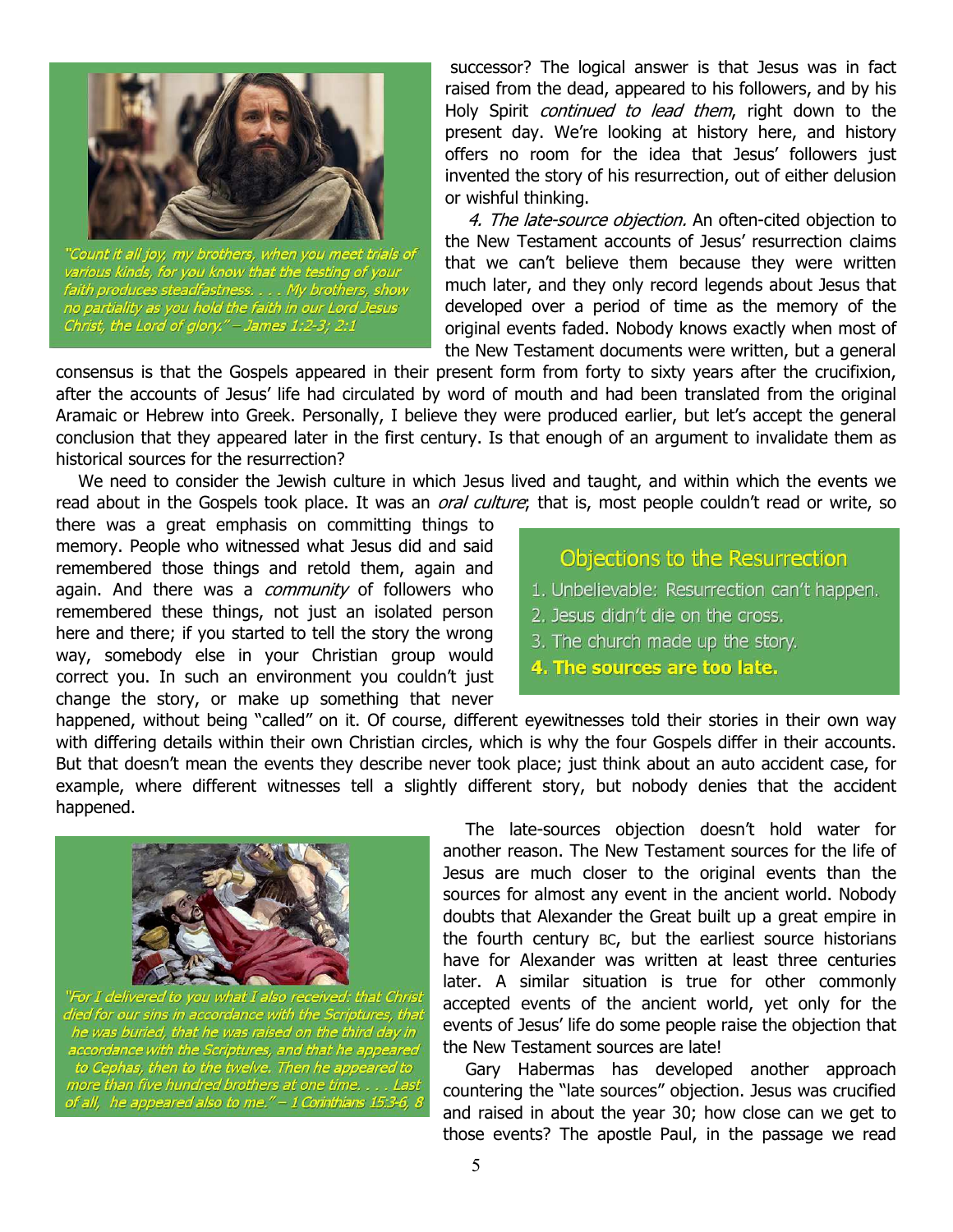"Count it all joy, my brothers, when you meet trials of various kinds, for you know that the testing of your faith produces steadfastness. . . . My brothers, show no partiality as you hold the faith in our Lord Jesus Christ, the Lord of glory." – James 1:2-3; 2:1

successor? The logical answer is that Jesus was in fact raised from the dead, appeared to his followers, and by his Holy Spirit *continued to lead them*, right down to the present day. We're looking at history here, and history offers no room for the idea that Jesus' followers just invented the story of his resurrection, out of either delusion or wishful thinking.

*4. The late-source objection.* An often-cited objection to the New Testament accounts of Jesus' resurrection claims that we can't believe them because they were written much later, and they only record legends about Jesus that developed over a period of time as the memory of the original events faded. Nobody knows exactly when most of the New Testament documents were written, but a general consensus is that the Gospels appeared in their present form from forty to sixty years after the crucifixion, after the accounts of Jesus' life had circulated by word of mouth and had been translated from the original Aramaic or Hebrew into Greek. Personally, I believe they were produced earlier, but let's accept the general conclusion that they appeared later in the first century. Is that enough of an argument to invalidate them as historical sources for the resurrection?

We need to consider the Jewish culture in which Jesus lived and taught, and within which the events we read about in the Gospels took place. It was an *oral culture*; that is, most people couldn't read or write, so there was a great emphasis on committing things to memory. People who witnessed what Jesus did and said remembered those things and retold them, again and again. And there was a *community* of followers who remembered these things, not just an isolated person here and there; if you started to tell the story the wrong way, somebody else in your Christian group would correct you. In such an environment you couldn't just change the story, or make up something that never happened, without being "called" on it. Of course, different eyewitnesses told their stories in their own way with differing details within their own Christian circles, which is why the four Gospels differ in their accounts. But that doesn't mean the events they describe never took place; just think about an auto accident case, for example, where different witnesses tell a slightly different story, but nobody denies that the accident happened.

**Objections to the Resurrection**

1. Unbelievable: Resurrection can't happen.
2. Jesus didn't die on the cross.
3. The church made up the story.
4. **The sources are too late.**

"For I delivered to you what I also received: that Christ died for our sins in accordance with the Scriptures, that he was buried, that he was raised on the third day in accordance with the Scriptures, and that he appeared to Cephas, then to the twelve. Then he appeared to more than five hundred brothers at one time. . . . Last of all, he appeared also to me." – 1 Corinthians 15:3-6, 8

The late-sources objection doesn't hold water for another reason. The New Testament sources for the life of Jesus are much closer to the original events than the sources for almost any event in the ancient world. Nobody doubts that Alexander the Great built up a great empire in the fourth century BC, but the earliest source historians have for Alexander was written at least three centuries later. A similar situation is true for other commonly accepted events of the ancient world, yet only for the events of Jesus' life do some people raise the objection that the New Testament sources are late!

Gary Habermas has developed another approach countering the "late sources" objection. Jesus was crucified and raised in about the year 30; how close can we get to those events? The apostle Paul, in the passage we read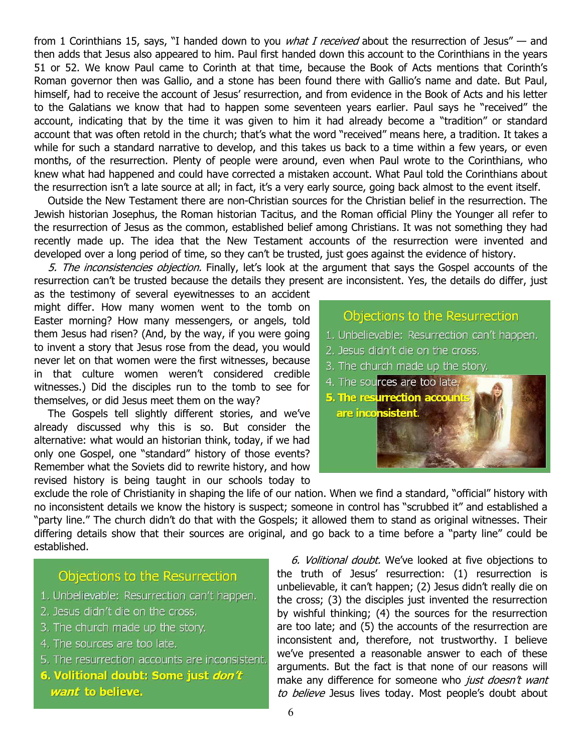from 1 Corinthians 15, says, "I handed down to you *what I received* about the resurrection of Jesus" — and then adds that Jesus also appeared to him. Paul first handed down this account to the Corinthians in the years 51 or 52. We know Paul came to Corinth at that time, because the Book of Acts mentions that Corinth's Roman governor then was Gallio, and a stone has been found there with Gallio's name and date. But Paul, himself, had to receive the account of Jesus' resurrection, and from evidence in the Book of Acts and his letter to the Galatians we know that had to happen some seventeen years earlier. Paul says he "received" the account, indicating that by the time it was given to him it had already become a "tradition" or standard account that was often retold in the church; that's what the word "received" means here, a tradition. It takes a while for such a standard narrative to develop, and this takes us back to a time within a few years, or even months, of the resurrection. Plenty of people were around, even when Paul wrote to the Corinthians, who knew what had happened and could have corrected a mistaken account. What Paul told the Corinthians about the resurrection isn't a late source at all; in fact, it's a very early source, going back almost to the event itself.

Outside the New Testament there are non-Christian sources for the Christian belief in the resurrection. The Jewish historian Josephus, the Roman historian Tacitus, and the Roman official Pliny the Younger all refer to the resurrection of Jesus as the common, established belief among Christians. It was not something they had recently made up. The idea that the New Testament accounts of the resurrection were invented and developed over a long period of time, so they can't be trusted, just goes against the evidence of history.

*5. The inconsistencies objection.* Finally, let's look at the argument that says the Gospel accounts of the resurrection can't be trusted because the details they present are inconsistent. Yes, the details do differ, just as the testimony of several eyewitnesses to an accident might differ. How many women went to the tomb on Easter morning? How many messengers, or angels, told them Jesus had risen? (And, by the way, if you were going to invent a story that Jesus rose from the dead, you would never let on that women were the first witnesses, because in that culture women weren't considered credible witnesses.) Did the disciples run to the tomb to see for themselves, or did Jesus meet them on the way?

> **Objections to the Resurrection**
> 1. Unbelievable: Resurrection can't happen.
> 2. Jesus didn't die on the cross.
> 3. The church made up the story.
> 4. The sources are too late.
> 5. **The resurrection accounts are inconsistent.**

The Gospels tell slightly different stories, and we've already discussed why this is so. But consider the alternative: what would an historian think, today, if we had only one Gospel, one "standard" history of those events? Remember what the Soviets did to rewrite history, and how revised history is being taught in our schools today to exclude the role of Christianity in shaping the life of our nation. When we find a standard, "official" history with no inconsistent details we know the history is suspect; someone in control has "scrubbed it" and established a "party line." The church didn't do that with the Gospels; it allowed them to stand as original witnesses. Their differing details show that their sources are original, and go back to a time before a "party line" could be established.

> **Objections to the Resurrection**
> 1. Unbelievable: Resurrection can't happen.
> 2. Jesus didn't die on the cross.
> 3. The church made up the story.
> 4. The sources are too late.
> 5. The resurrection accounts are inconsistent.
> 6. **Volitional doubt: Some just *don't want* to believe.**

*6. Volitional doubt.* We've looked at five objections to the truth of Jesus' resurrection: (1) resurrection is unbelievable, it can't happen; (2) Jesus didn't really die on the cross; (3) the disciples just invented the resurrection by wishful thinking; (4) the sources for the resurrection are too late; and (5) the accounts of the resurrection are inconsistent and, therefore, not trustworthy. I believe we've presented a reasonable answer to each of these arguments. But the fact is that none of our reasons will make any difference for someone who *just doesn't want to believe* Jesus lives today. Most people's doubt about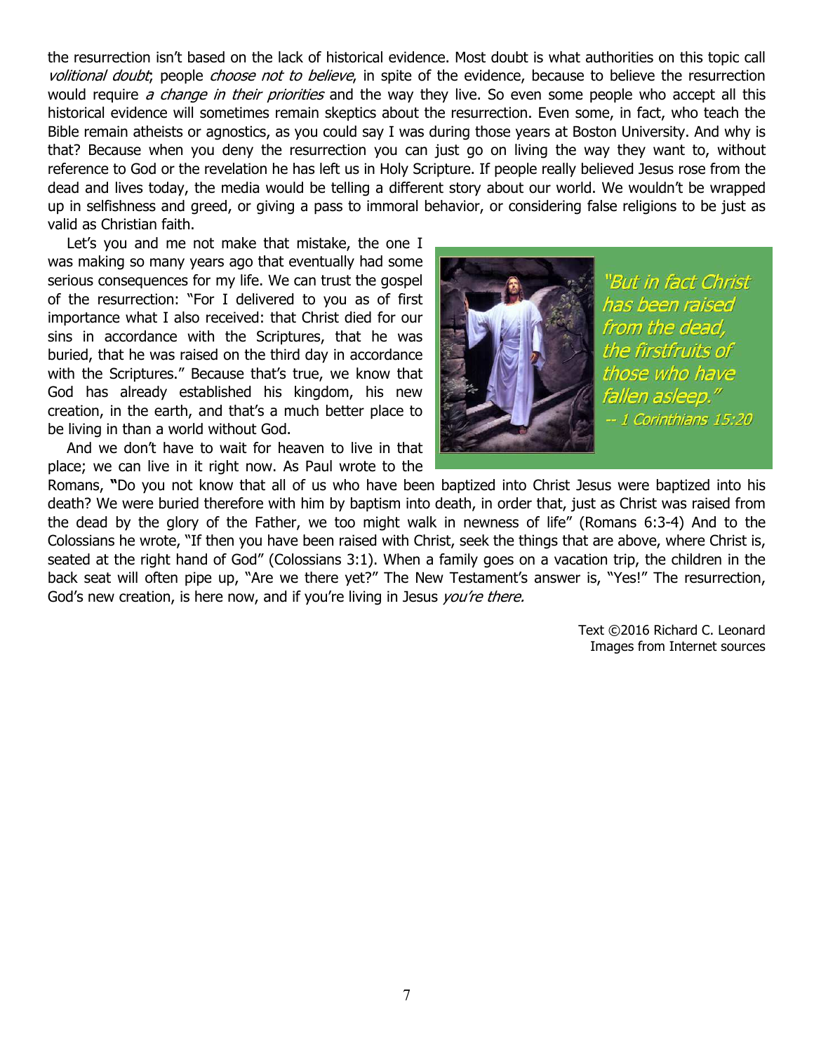the resurrection isn't based on the lack of historical evidence. Most doubt is what authorities on this topic call *volitional doubt*; people *choose not to believe*, in spite of the evidence, because to believe the resurrection would require *a change in their priorities* and the way they live. So even some people who accept all this historical evidence will sometimes remain skeptics about the resurrection. Even some, in fact, who teach the Bible remain atheists or agnostics, as you could say I was during those years at Boston University. And why is that? Because when you deny the resurrection you can just go on living the way they want to, without reference to God or the revelation he has left us in Holy Scripture. If people really believed Jesus rose from the dead and lives today, the media would be telling a different story about our world. We wouldn't be wrapped up in selfishness and greed, or giving a pass to immoral behavior, or considering false religions to be just as valid as Christian faith.

Let's you and me not make that mistake, the one I was making so many years ago that eventually had some serious consequences for my life. We can trust the gospel of the resurrection: "For I delivered to you as of first importance what I also received: that Christ died for our sins in accordance with the Scriptures, that he was buried, that he was raised on the third day in accordance with the Scriptures." Because that's true, we know that God has already established his kingdom, his new creation, in the earth, and that's a much better place to be living in than a world without God.

*"But in fact Christ has been raised from the dead, the firstfruits of those who have fallen asleep."*
*-- 1 Corinthians 15:20*

And we don't have to wait for heaven to live in that place; we can live in it right now. As Paul wrote to the Romans, **"**Do you not know that all of us who have been baptized into Christ Jesus were baptized into his death? We were buried therefore with him by baptism into death, in order that, just as Christ was raised from the dead by the glory of the Father, we too might walk in newness of life" (Romans 6:3-4) And to the Colossians he wrote, "If then you have been raised with Christ, seek the things that are above, where Christ is, seated at the right hand of God" (Colossians 3:1). When a family goes on a vacation trip, the children in the back seat will often pipe up, "Are we there yet?" The New Testament's answer is, "Yes!" The resurrection, God's new creation, is here now, and if you're living in Jesus *you're there.*

Text ©2016 Richard C. Leonard
Images from Internet sources